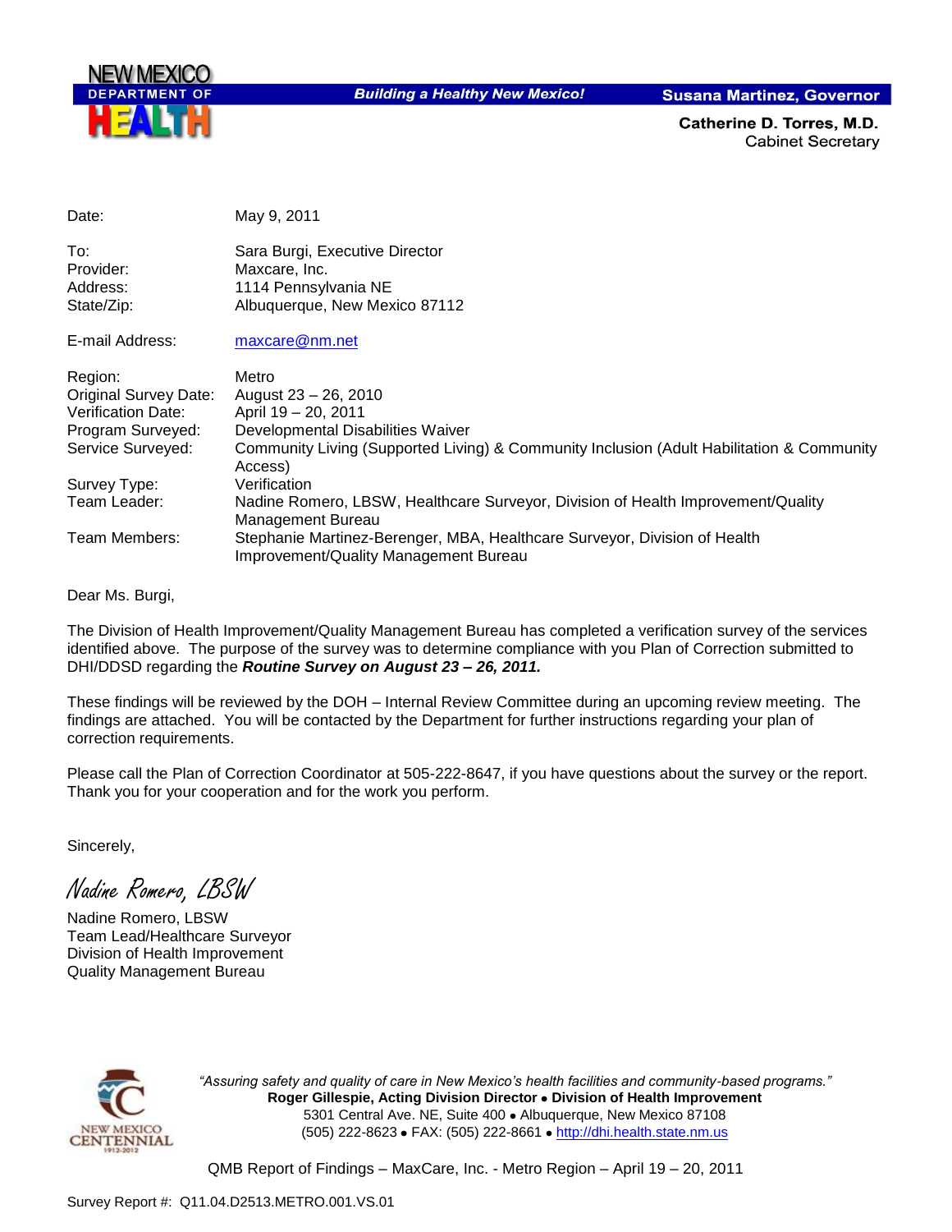NEW MEXICO DEPARTMENT OF HEALTH

*Building a Healthy New Mexico!*

**Susana Martinez, Governor**

**Catherine D. Torres, M.D.**
Cabinet Secretary

| | |
|---|---|
| Date: | May 9, 2011 |
| To: | Sara Burgi, Executive Director |
| Provider: | Maxcare, Inc. |
| Address: | 1114 Pennsylvania NE |
| State/Zip: | Albuquerque, New Mexico 87112 |
| E-mail Address: | maxcare@nm.net |
| Region: | Metro |
| Original Survey Date: | August 23 – 26, 2010 |
| Verification Date: | April 19 – 20, 2011 |
| Program Surveyed: | Developmental Disabilities Waiver |
| Service Surveyed: | Community Living (Supported Living) & Community Inclusion (Adult Habilitation & Community Access) |
| Survey Type: | Verification |
| Team Leader: | Nadine Romero, LBSW, Healthcare Surveyor, Division of Health Improvement/Quality Management Bureau |
| Team Members: | Stephanie Martinez-Berenger, MBA, Healthcare Surveyor, Division of Health Improvement/Quality Management Bureau |

Dear Ms. Burgi,

The Division of Health Improvement/Quality Management Bureau has completed a verification survey of the services identified above. The purpose of the survey was to determine compliance with you Plan of Correction submitted to DHI/DDSD regarding the ***Routine Survey on August 23 – 26, 2011.***

These findings will be reviewed by the DOH – Internal Review Committee during an upcoming review meeting. The findings are attached. You will be contacted by the Department for further instructions regarding your plan of correction requirements.

Please call the Plan of Correction Coordinator at 505-222-8647, if you have questions about the survey or the report. Thank you for your cooperation and for the work you perform.

Sincerely,

*Nadine Romero, LBSW*

Nadine Romero, LBSW
Team Lead/Healthcare Surveyor
Division of Health Improvement
Quality Management Bureau

NEW MEXICO CENTENNIAL 1912-2012

*"Assuring safety and quality of care in New Mexico's health facilities and community-based programs."*
**Roger Gillespie, Acting Division Director • Division of Health Improvement**
5301 Central Ave. NE, Suite 400 • Albuquerque, New Mexico 87108
(505) 222-8623 • FAX: (505) 222-8661 • http://dhi.health.state.nm.us

QMB Report of Findings – MaxCare, Inc. - Metro Region – April 19 – 20, 2011

Survey Report #: Q11.04.D2513.METRO.001.VS.01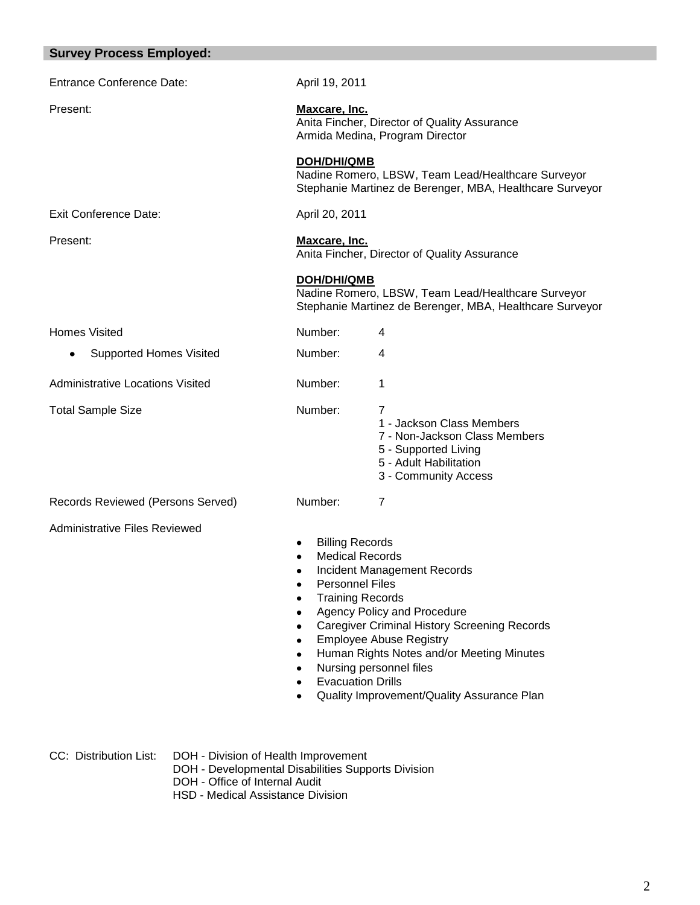## Survey Process Employed:

Entrance Conference Date: April 19, 2011

Present:

**Maxcare, Inc.**
Anita Fincher, Director of Quality Assurance
Armida Medina, Program Director

**DOH/DHI/QMB**
Nadine Romero, LBSW, Team Lead/Healthcare Surveyor
Stephanie Martinez de Berenger, MBA, Healthcare Surveyor

Exit Conference Date: April 20, 2011

Present:

**Maxcare, Inc.**
Anita Fincher, Director of Quality Assurance

**DOH/DHI/QMB**
Nadine Romero, LBSW, Team Lead/Healthcare Surveyor
Stephanie Martinez de Berenger, MBA, Healthcare Surveyor

Homes Visited — Number: 4

- Supported Homes Visited — Number: 4

Administrative Locations Visited — Number: 1

Total Sample Size — Number: 7
- 1 - Jackson Class Members
- 7 - Non-Jackson Class Members
- 5 - Supported Living
- 5 - Adult Habilitation
- 3 - Community Access

Records Reviewed (Persons Served) — Number: 7

Administrative Files Reviewed

- Billing Records
- Medical Records
- Incident Management Records
- Personnel Files
- Training Records
- Agency Policy and Procedure
- Caregiver Criminal History Screening Records
- Employee Abuse Registry
- Human Rights Notes and/or Meeting Minutes
- Nursing personnel files
- Evacuation Drills
- Quality Improvement/Quality Assurance Plan

CC: Distribution List:
DOH - Division of Health Improvement
DOH - Developmental Disabilities Supports Division
DOH - Office of Internal Audit
HSD - Medical Assistance Division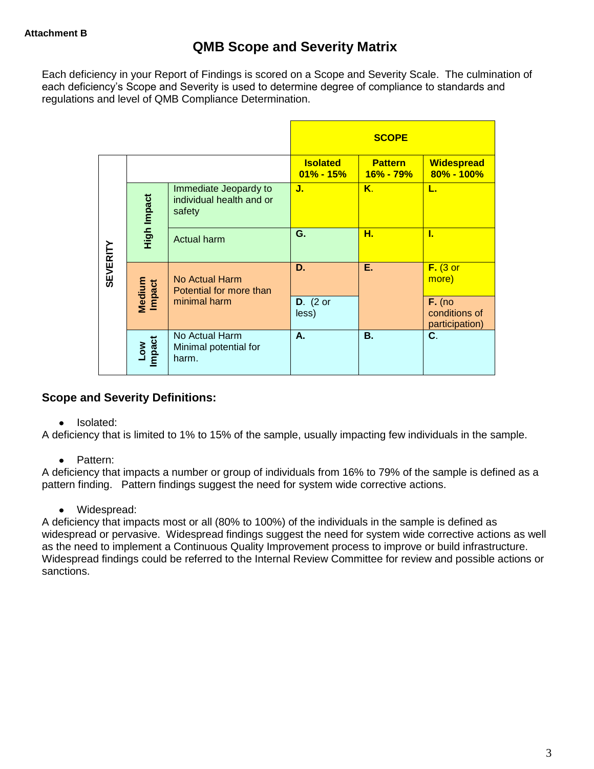**Attachment B**

# QMB Scope and Severity Matrix

Each deficiency in your Report of Findings is scored on a Scope and Severity Scale. The culmination of each deficiency's Scope and Severity is used to determine degree of compliance to standards and regulations and level of QMB Compliance Determination.

| SEVERITY | | | SCOPE | | |
|---|---|---|---|---|---|
| | | | **Isolated 01% - 15%** | **Pattern 16% - 79%** | **Widespread 80% - 100%** |
| | **High Impact** | Immediate Jeopardy to individual health and or safety | **J.** | **K.** | **L.** |
| | | Actual harm | **G.** | **H.** | **I.** |
| | **Medium Impact** | No Actual Harm Potential for more than minimal harm | **D.** | **E.** | **F.** (3 or more) |
| | | | **D.** (2 or less) | | **F.** (no conditions of participation) |
| | **Low Impact** | No Actual Harm Minimal potential for harm. | **A.** | **B.** | **C.** |

## Scope and Severity Definitions:

- Isolated:

A deficiency that is limited to 1% to 15% of the sample, usually impacting few individuals in the sample.

- Pattern:

A deficiency that impacts a number or group of individuals from 16% to 79% of the sample is defined as a pattern finding. Pattern findings suggest the need for system wide corrective actions.

- Widespread:

A deficiency that impacts most or all (80% to 100%) of the individuals in the sample is defined as widespread or pervasive. Widespread findings suggest the need for system wide corrective actions as well as the need to implement a Continuous Quality Improvement process to improve or build infrastructure. Widespread findings could be referred to the Internal Review Committee for review and possible actions or sanctions.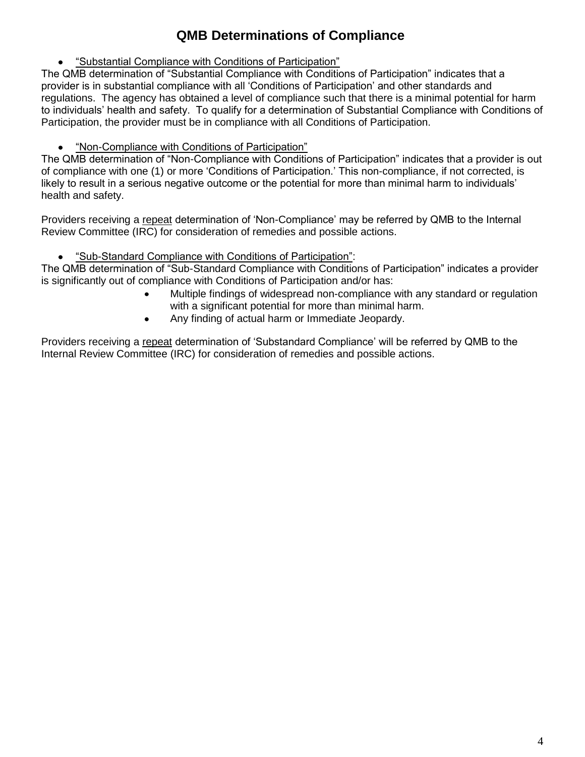# QMB Determinations of Compliance

- "Substantial Compliance with Conditions of Participation"

The QMB determination of "Substantial Compliance with Conditions of Participation" indicates that a provider is in substantial compliance with all 'Conditions of Participation' and other standards and regulations. The agency has obtained a level of compliance such that there is a minimal potential for harm to individuals' health and safety. To qualify for a determination of Substantial Compliance with Conditions of Participation, the provider must be in compliance with all Conditions of Participation.

- "Non-Compliance with Conditions of Participation"

The QMB determination of "Non-Compliance with Conditions of Participation" indicates that a provider is out of compliance with one (1) or more 'Conditions of Participation.' This non-compliance, if not corrected, is likely to result in a serious negative outcome or the potential for more than minimal harm to individuals' health and safety.

Providers receiving a repeat determination of 'Non-Compliance' may be referred by QMB to the Internal Review Committee (IRC) for consideration of remedies and possible actions.

- "Sub-Standard Compliance with Conditions of Participation":

The QMB determination of "Sub-Standard Compliance with Conditions of Participation" indicates a provider is significantly out of compliance with Conditions of Participation and/or has:

- Multiple findings of widespread non-compliance with any standard or regulation with a significant potential for more than minimal harm.
- Any finding of actual harm or Immediate Jeopardy.

Providers receiving a repeat determination of 'Substandard Compliance' will be referred by QMB to the Internal Review Committee (IRC) for consideration of remedies and possible actions.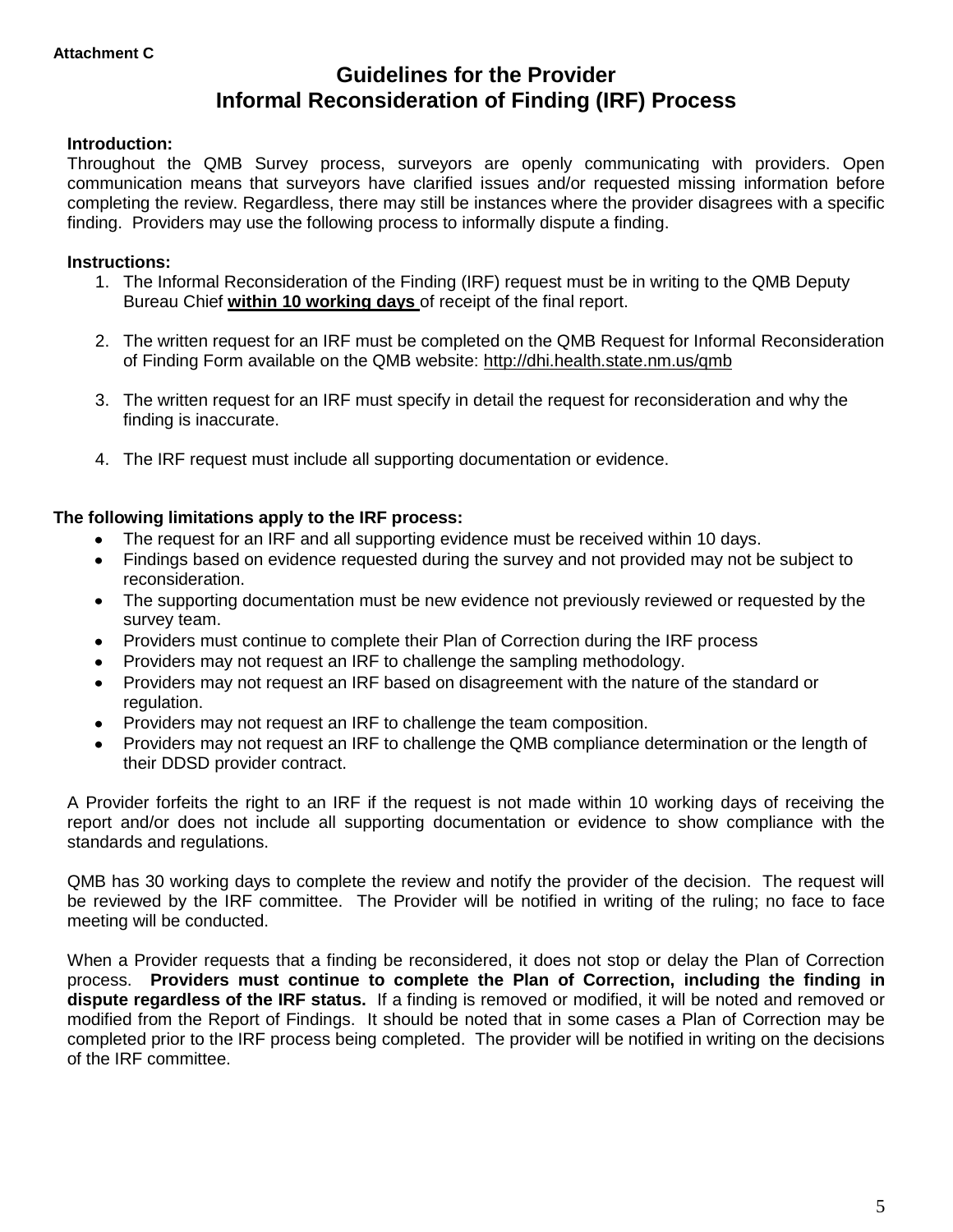**Attachment C**

# Guidelines for the Provider
# Informal Reconsideration of Finding (IRF) Process

**Introduction:**
Throughout the QMB Survey process, surveyors are openly communicating with providers. Open communication means that surveyors have clarified issues and/or requested missing information before completing the review. Regardless, there may still be instances where the provider disagrees with a specific finding. Providers may use the following process to informally dispute a finding.

**Instructions:**

1. The Informal Reconsideration of the Finding (IRF) request must be in writing to the QMB Deputy Bureau Chief **within 10 working days** of receipt of the final report.

2. The written request for an IRF must be completed on the QMB Request for Informal Reconsideration of Finding Form available on the QMB website: http://dhi.health.state.nm.us/qmb

3. The written request for an IRF must specify in detail the request for reconsideration and why the finding is inaccurate.

4. The IRF request must include all supporting documentation or evidence.

**The following limitations apply to the IRF process:**

- The request for an IRF and all supporting evidence must be received within 10 days.
- Findings based on evidence requested during the survey and not provided may not be subject to reconsideration.
- The supporting documentation must be new evidence not previously reviewed or requested by the survey team.
- Providers must continue to complete their Plan of Correction during the IRF process
- Providers may not request an IRF to challenge the sampling methodology.
- Providers may not request an IRF based on disagreement with the nature of the standard or regulation.
- Providers may not request an IRF to challenge the team composition.
- Providers may not request an IRF to challenge the QMB compliance determination or the length of their DDSD provider contract.

A Provider forfeits the right to an IRF if the request is not made within 10 working days of receiving the report and/or does not include all supporting documentation or evidence to show compliance with the standards and regulations.

QMB has 30 working days to complete the review and notify the provider of the decision. The request will be reviewed by the IRF committee. The Provider will be notified in writing of the ruling; no face to face meeting will be conducted.

When a Provider requests that a finding be reconsidered, it does not stop or delay the Plan of Correction process. **Providers must continue to complete the Plan of Correction, including the finding in dispute regardless of the IRF status.** If a finding is removed or modified, it will be noted and removed or modified from the Report of Findings. It should be noted that in some cases a Plan of Correction may be completed prior to the IRF process being completed. The provider will be notified in writing on the decisions of the IRF committee.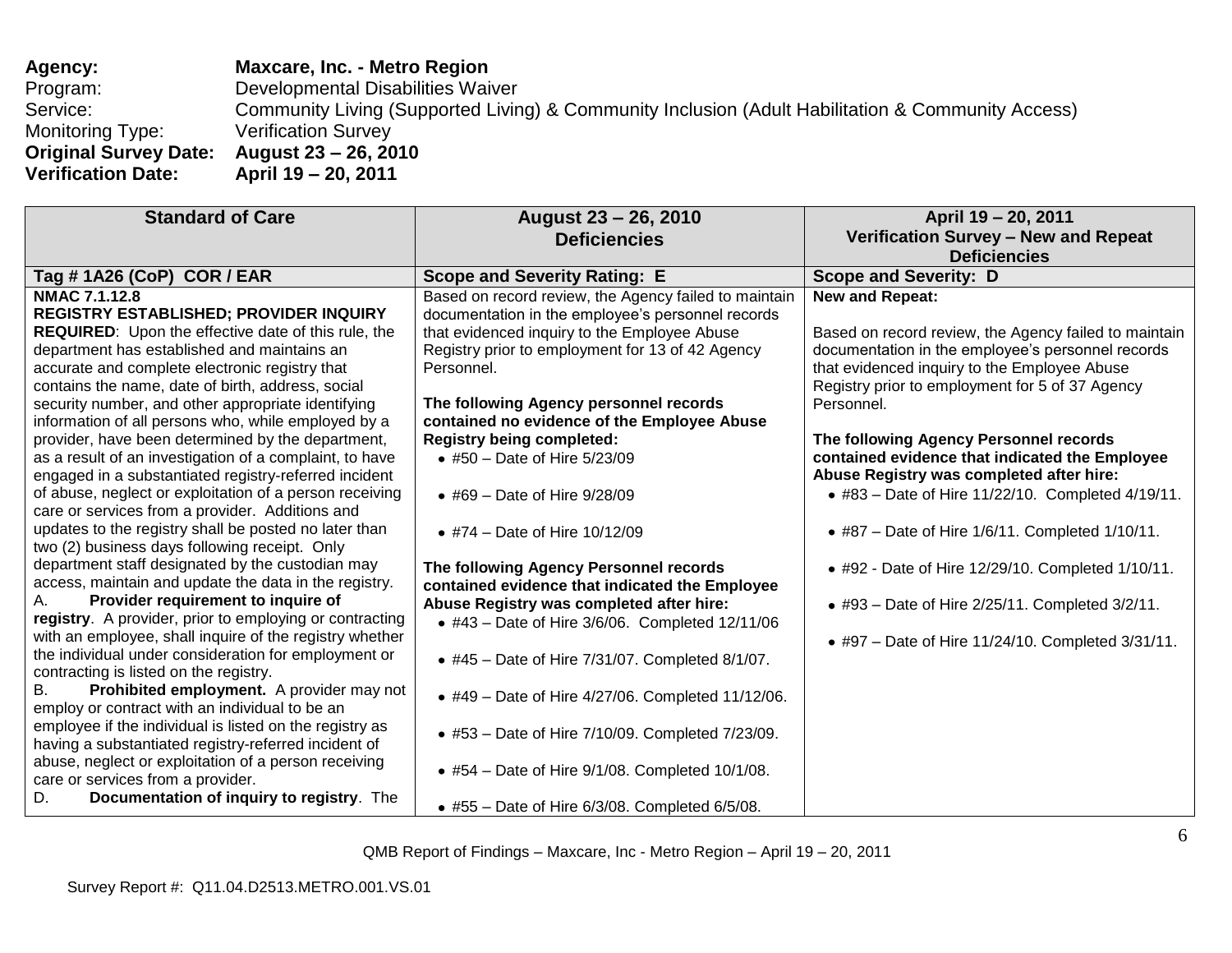**Agency:** **Maxcare, Inc. - Metro Region**
Program: Developmental Disabilities Waiver
Service: Community Living (Supported Living) & Community Inclusion (Adult Habilitation & Community Access)
Monitoring Type: Verification Survey
**Original Survey Date:** **August 23 – 26, 2010**
**Verification Date:** **April 19 – 20, 2011**

| Standard of Care | August 23 – 26, 2010 Deficiencies | April 19 – 20, 2011 Verification Survey – New and Repeat Deficiencies |
|---|---|---|
| **Tag # 1A26 (CoP) COR / EAR** | **Scope and Severity Rating: E** | **Scope and Severity: D** |
| **NMAC 7.1.12.8** **REGISTRY ESTABLISHED; PROVIDER INQUIRY REQUIRED**: Upon the effective date of this rule, the department has established and maintains an accurate and complete electronic registry that contains the name, date of birth, address, social security number, and other appropriate identifying information of all persons who, while employed by a provider, have been determined by the department, as a result of an investigation of a complaint, to have engaged in a substantiated registry-referred incident of abuse, neglect or exploitation of a person receiving care or services from a provider. Additions and updates to the registry shall be posted no later than two (2) business days following receipt. Only department staff designated by the custodian may access, maintain and update the data in the registry.<br>A. **Provider requirement to inquire of registry**. A provider, prior to employing or contracting with an employee, shall inquire of the registry whether the individual under consideration for employment or contracting is listed on the registry.<br>B. **Prohibited employment.** A provider may not employ or contract with an individual to be an employee if the individual is listed on the registry as having a substantiated registry-referred incident of abuse, neglect or exploitation of a person receiving care or services from a provider.<br>D. **Documentation of inquiry to registry**. The | Based on record review, the Agency failed to maintain documentation in the employee's personnel records that evidenced inquiry to the Employee Abuse Registry prior to employment for 13 of 42 Agency Personnel.<br><br>**The following Agency personnel records contained no evidence of the Employee Abuse Registry being completed:**<br>• #50 – Date of Hire 5/23/09<br>• #69 – Date of Hire 9/28/09<br>• #74 – Date of Hire 10/12/09<br><br>**The following Agency Personnel records contained evidence that indicated the Employee Abuse Registry was completed after hire:**<br>• #43 – Date of Hire 3/6/06. Completed 12/11/06<br>• #45 – Date of Hire 7/31/07. Completed 8/1/07.<br>• #49 – Date of Hire 4/27/06. Completed 11/12/06.<br>• #53 – Date of Hire 7/10/09. Completed 7/23/09.<br>• #54 – Date of Hire 9/1/08. Completed 10/1/08.<br>• #55 – Date of Hire 6/3/08. Completed 6/5/08. | **New and Repeat:**<br><br>Based on record review, the Agency failed to maintain documentation in the employee's personnel records that evidenced inquiry to the Employee Abuse Registry prior to employment for 5 of 37 Agency Personnel.<br><br>**The following Agency Personnel records contained evidence that indicated the Employee Abuse Registry was completed after hire:**<br>• #83 – Date of Hire 11/22/10. Completed 4/19/11.<br>• #87 – Date of Hire 1/6/11. Completed 1/10/11.<br>• #92 - Date of Hire 12/29/10. Completed 1/10/11.<br>• #93 – Date of Hire 2/25/11. Completed 3/2/11.<br>• #97 – Date of Hire 11/24/10. Completed 3/31/11. |

Survey Report #: Q11.04.D2513.METRO.001.VS.01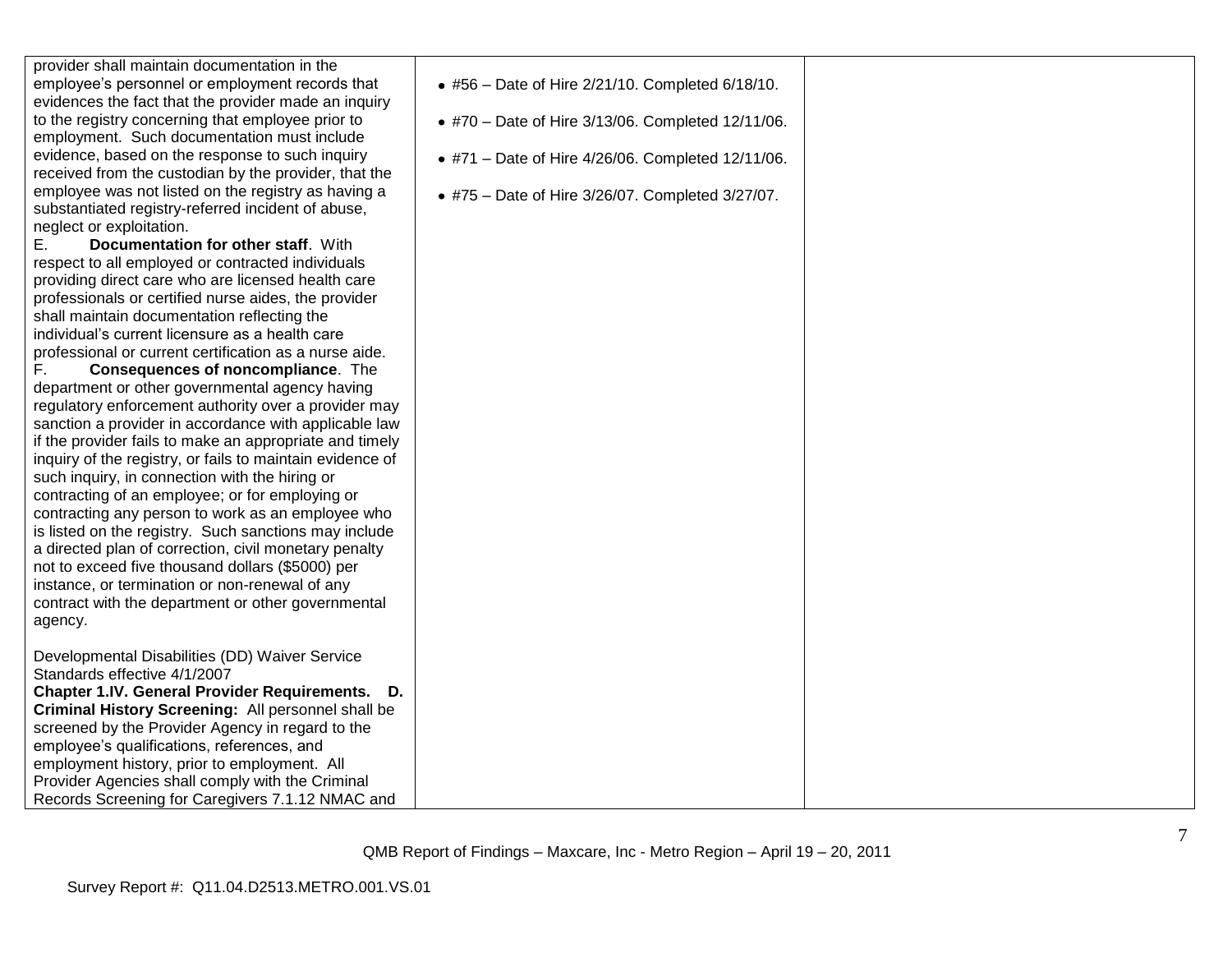| | | |
|---|---|---|
| provider shall maintain documentation in the employee's personnel or employment records that evidences the fact that the provider made an inquiry to the registry concerning that employee prior to employment. Such documentation must include evidence, based on the response to such inquiry received from the custodian by the provider, that the employee was not listed on the registry as having a substantiated registry-referred incident of abuse, neglect or exploitation.<br>E. **Documentation for other staff**. With respect to all employed or contracted individuals providing direct care who are licensed health care professionals or certified nurse aides, the provider shall maintain documentation reflecting the individual's current licensure as a health care professional or current certification as a nurse aide.<br>F. **Consequences of noncompliance**. The department or other governmental agency having regulatory enforcement authority over a provider may sanction a provider in accordance with applicable law if the provider fails to make an appropriate and timely inquiry of the registry, or fails to maintain evidence of such inquiry, in connection with the hiring or contracting of an employee; or for employing or contracting any person to work as an employee who is listed on the registry. Such sanctions may include a directed plan of correction, civil monetary penalty not to exceed five thousand dollars ($5000) per instance, or termination or non-renewal of any contract with the department or other governmental agency.<br><br>Developmental Disabilities (DD) Waiver Service Standards effective 4/1/2007<br>**Chapter 1.IV. General Provider Requirements. D. Criminal History Screening:** All personnel shall be screened by the Provider Agency in regard to the employee's qualifications, references, and employment history, prior to employment. All Provider Agencies shall comply with the Criminal Records Screening for Caregivers 7.1.12 NMAC and | • #56 – Date of Hire 2/21/10. Completed 6/18/10.<br><br>• #70 – Date of Hire 3/13/06. Completed 12/11/06.<br><br>• #71 – Date of Hire 4/26/06. Completed 12/11/06.<br><br>• #75 – Date of Hire 3/26/07. Completed 3/27/07. | |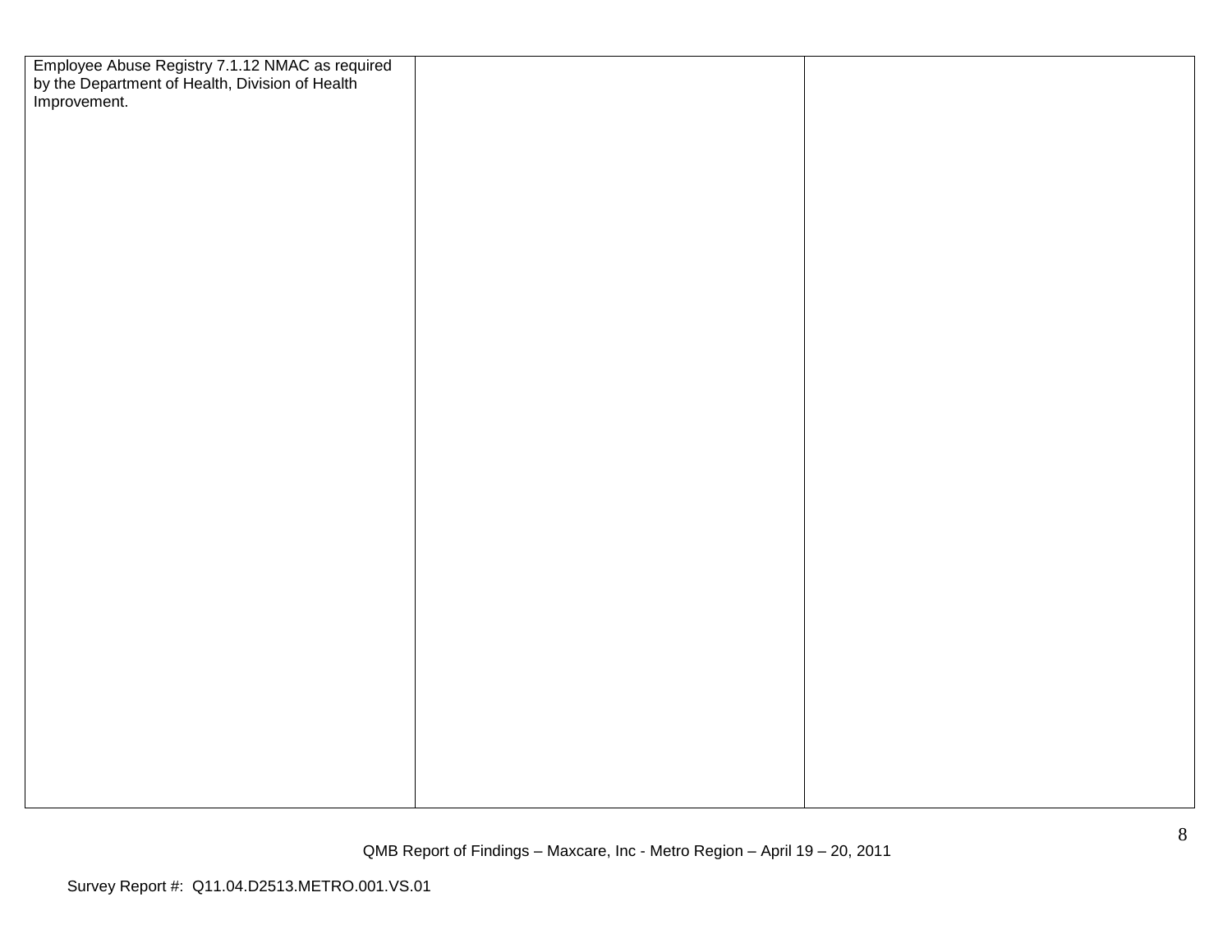| | | |
|---|---|---|
| Employee Abuse Registry 7.1.12 NMAC as required by the Department of Health, Division of Health Improvement. | | |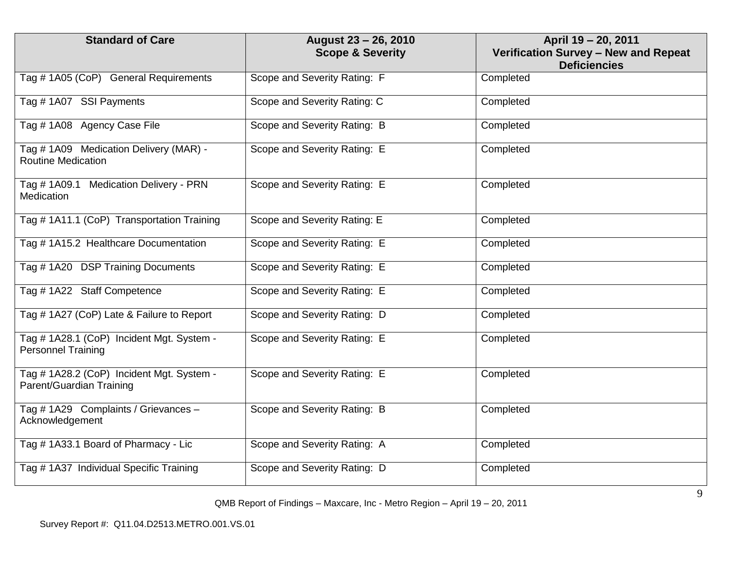| Standard of Care | August 23 – 26, 2010 Scope & Severity | April 19 – 20, 2011 Verification Survey – New and Repeat Deficiencies |
|---|---|---|
| Tag # 1A05 (CoP) General Requirements | Scope and Severity Rating: F | Completed |
| Tag # 1A07 SSI Payments | Scope and Severity Rating: C | Completed |
| Tag # 1A08 Agency Case File | Scope and Severity Rating: B | Completed |
| Tag # 1A09 Medication Delivery (MAR) - Routine Medication | Scope and Severity Rating: E | Completed |
| Tag # 1A09.1 Medication Delivery - PRN Medication | Scope and Severity Rating: E | Completed |
| Tag # 1A11.1 (CoP) Transportation Training | Scope and Severity Rating: E | Completed |
| Tag # 1A15.2 Healthcare Documentation | Scope and Severity Rating: E | Completed |
| Tag # 1A20 DSP Training Documents | Scope and Severity Rating: E | Completed |
| Tag # 1A22 Staff Competence | Scope and Severity Rating: E | Completed |
| Tag # 1A27 (CoP) Late & Failure to Report | Scope and Severity Rating: D | Completed |
| Tag # 1A28.1 (CoP) Incident Mgt. System - Personnel Training | Scope and Severity Rating: E | Completed |
| Tag # 1A28.2 (CoP) Incident Mgt. System - Parent/Guardian Training | Scope and Severity Rating: E | Completed |
| Tag # 1A29 Complaints / Grievances – Acknowledgement | Scope and Severity Rating: B | Completed |
| Tag # 1A33.1 Board of Pharmacy - Lic | Scope and Severity Rating: A | Completed |
| Tag # 1A37 Individual Specific Training | Scope and Severity Rating: D | Completed |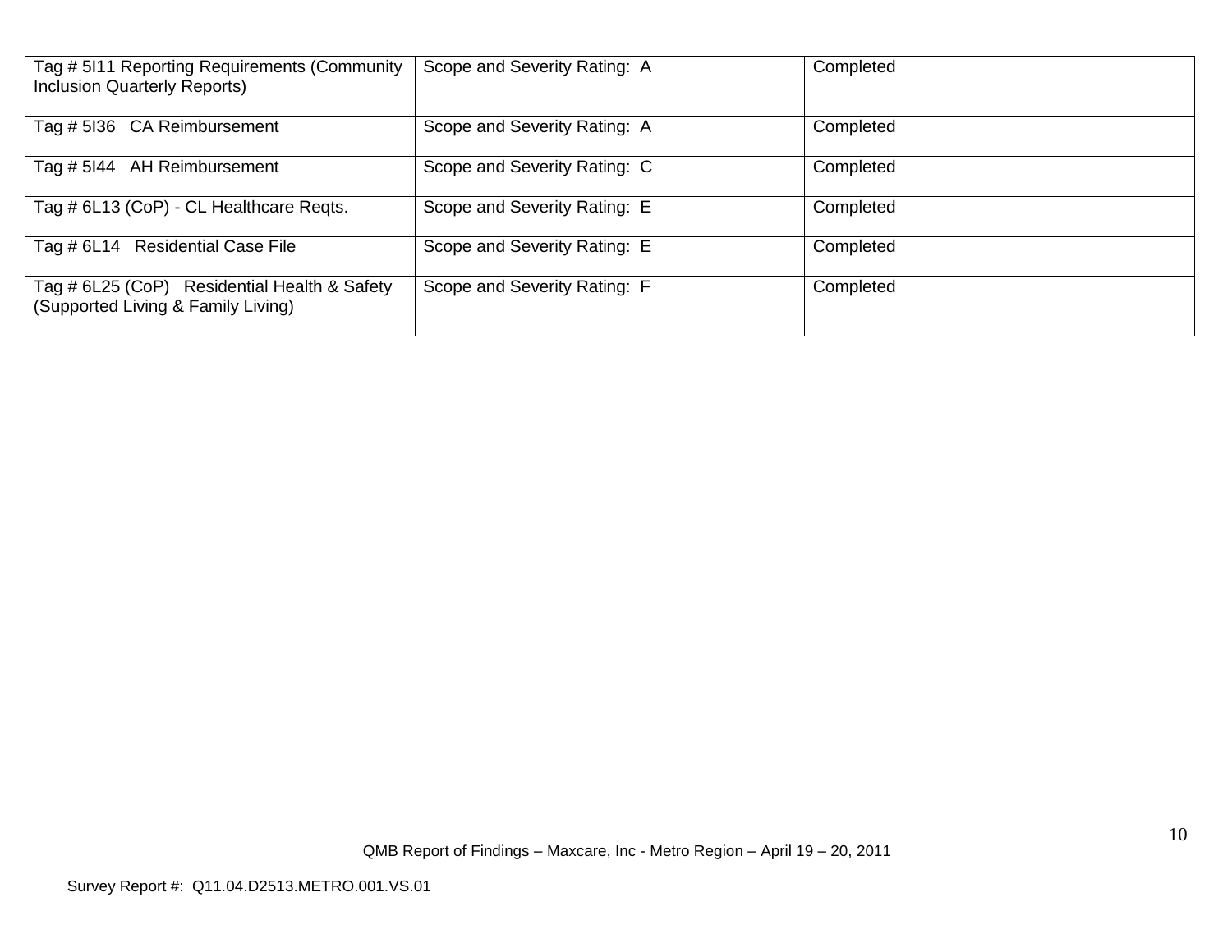| | | |
|---|---|---|
| Tag # 5I11 Reporting Requirements (Community Inclusion Quarterly Reports) | Scope and Severity Rating: A | Completed |
| Tag # 5I36 CA Reimbursement | Scope and Severity Rating: A | Completed |
| Tag # 5I44 AH Reimbursement | Scope and Severity Rating: C | Completed |
| Tag # 6L13 (CoP) - CL Healthcare Reqts. | Scope and Severity Rating: E | Completed |
| Tag # 6L14 Residential Case File | Scope and Severity Rating: E | Completed |
| Tag # 6L25 (CoP) Residential Health & Safety (Supported Living & Family Living) | Scope and Severity Rating: F | Completed |